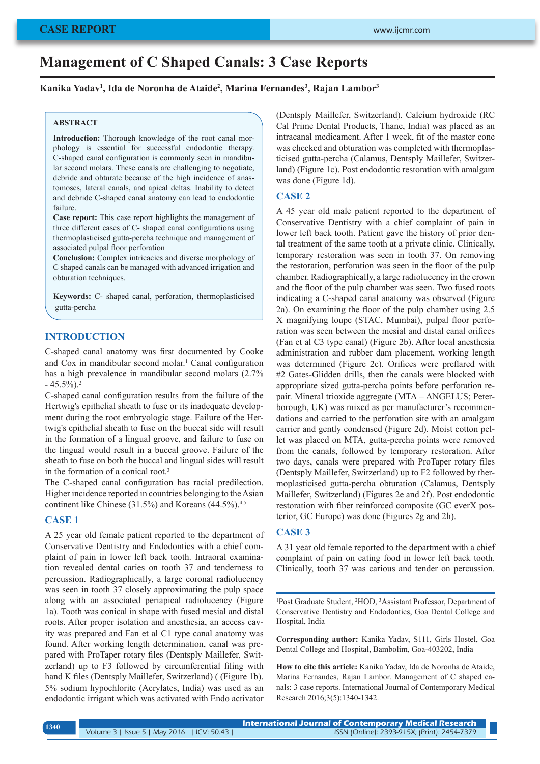# Management of C Shaped Canals: 3 Case Reports

**Kanika Yadav[1], Ida de Noronha de Ataide[2], Marina Fernandes[3], Rajan Lambor[3]**

## ABSTRACT

**Introduction:** Thorough knowledge of the root canal morphology is essential for successful endodontic therapy. C-shaped canal configuration is commonly seen in mandibular second molars. These canals are challenging to negotiate, debride and obturate because of the high incidence of anastomoses, lateral canals, and apical deltas. Inability to detect and debride C-shaped canal anatomy can lead to endodontic failure.

**Case report:** This case report highlights the management of three different cases of C- shaped canal configurations using thermoplasticised gutta-percha technique and management of associated pulpal floor perforation

**Conclusion:** Complex intricacies and diverse morphology of C shaped canals can be managed with advanced irrigation and obturation techniques.

**Keywords:** C- shaped canal, perforation, thermoplasticised gutta-percha

## INTRODUCTION

C-shaped canal anatomy was first documented by Cooke and Cox in mandibular second molar.[1] Canal configuration has a high prevalence in mandibular second molars (2.7% - 45.5%).[2]

C-shaped canal configuration results from the failure of the Hertwig's epithelial sheath to fuse or its inadequate development during the root embryologic stage. Failure of the Hertwig's epithelial sheath to fuse on the buccal side will result in the formation of a lingual groove, and failure to fuse on the lingual would result in a buccal groove. Failure of the sheath to fuse on both the buccal and lingual sides will result in the formation of a conical root.[3]

The C-shaped canal configuration has racial predilection. Higher incidence reported in countries belonging to the Asian continent like Chinese (31.5%) and Koreans (44.5%).[4,5]

## CASE 1

A 25 year old female patient reported to the department of Conservative Dentistry and Endodontics with a chief complaint of pain in lower left back tooth. Intraoral examination revealed dental caries on tooth 37 and tenderness to percussion. Radiographically, a large coronal radiolucency was seen in tooth 37 closely approximating the pulp space along with an associated periapical radiolucency (Figure 1a). Tooth was conical in shape with fused mesial and distal roots. After proper isolation and anesthesia, an access cavity was prepared and Fan et al C1 type canal anatomy was found. After working length determination, canal was prepared with ProTaper rotary files (Dentsply Maillefer, Switzerland) up to F3 followed by circumferential filing with hand K files (Dentsply Maillefer, Switzerland) ( (Figure 1b). 5% sodium hypochlorite (Acrylates, India) was used as an endodontic irrigant which was activated with Endo activator (Dentsply Maillefer, Switzerland). Calcium hydroxide (RC Cal Prime Dental Products, Thane, India) was placed as an intracanal medicament. After 1 week, fit of the master cone was checked and obturation was completed with thermoplasticised gutta-percha (Calamus, Dentsply Maillefer, Switzerland) (Figure 1c). Post endodontic restoration with amalgam was done (Figure 1d).

## CASE 2

A 45 year old male patient reported to the department of Conservative Dentistry with a chief complaint of pain in lower left back tooth. Patient gave the history of prior dental treatment of the same tooth at a private clinic. Clinically, temporary restoration was seen in tooth 37. On removing the restoration, perforation was seen in the floor of the pulp chamber. Radiographically, a large radiolucency in the crown and the floor of the pulp chamber was seen. Two fused roots indicating a C-shaped canal anatomy was observed (Figure 2a). On examining the floor of the pulp chamber using 2.5 X magnifying loupe (STAC, Mumbai), pulpal floor perforation was seen between the mesial and distal canal orifices (Fan et al C3 type canal) (Figure 2b). After local anesthesia administration and rubber dam placement, working length was determined (Figure 2c). Orifices were preflared with #2 Gates-Glidden drills, then the canals were blocked with appropriate sized gutta-percha points before perforation repair. Mineral trioxide aggregate (MTA – ANGELUS; Peterborough, UK) was mixed as per manufacturer's recommendations and carried to the perforation site with an amalgam carrier and gently condensed (Figure 2d). Moist cotton pellet was placed on MTA, gutta-percha points were removed from the canals, followed by temporary restoration. After two days, canals were prepared with ProTaper rotary files (Dentsply Maillefer, Switzerland) up to F2 followed by thermoplasticised gutta-percha obturation (Calamus, Dentsply Maillefer, Switzerland) (Figures 2e and 2f). Post endodontic restoration with fiber reinforced composite (GC everX posterior, GC Europe) was done (Figures 2g and 2h).

## CASE 3

A 31 year old female reported to the department with a chief complaint of pain on eating food in lower left back tooth. Clinically, tooth 37 was carious and tender on percussion.

---

[1]Post Graduate Student, [2]HOD, [3]Assistant Professor, Department of Conservative Dentistry and Endodontics, Goa Dental College and Hospital, India

**Corresponding author:** Kanika Yadav, S111, Girls Hostel, Goa Dental College and Hospital, Bambolim, Goa-403202, India

**How to cite this article:** Kanika Yadav, Ida de Noronha de Ataide, Marina Fernandes, Rajan Lambor. Management of C shaped canals: 3 case reports. International Journal of Contemporary Medical Research 2016;3(5):1340-1342.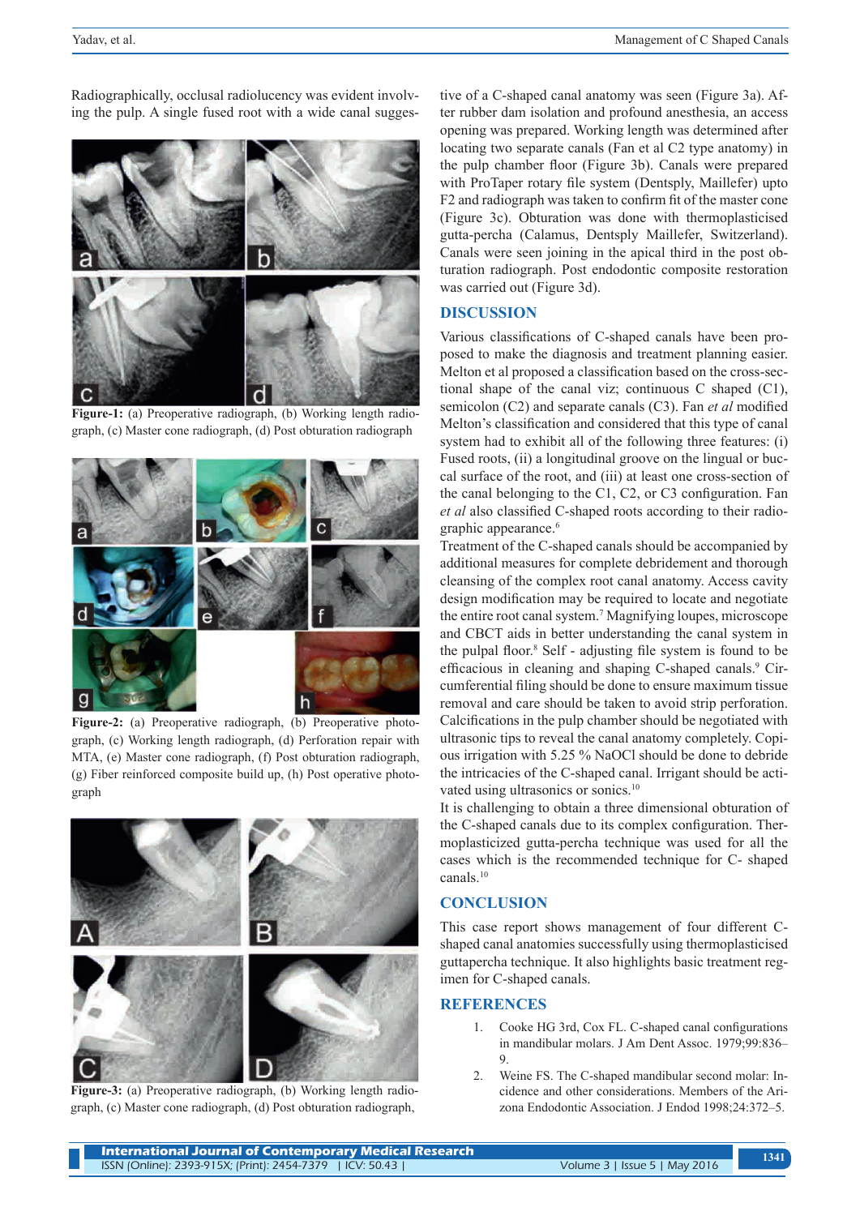Radiographically, occlusal radiolucency was evident involving the pulp. A single fused root with a wide canal suggestive of a C-shaped canal anatomy was seen (Figure 3a). After rubber dam isolation and profound anesthesia, an access opening was prepared. Working length was determined after locating two separate canals (Fan et al C2 type anatomy) in the pulp chamber floor (Figure 3b). Canals were prepared with ProTaper rotary file system (Dentsply, Maillefer) upto F2 and radiograph was taken to confirm fit of the master cone (Figure 3c). Obturation was done with thermoplasticised gutta-percha (Calamus, Dentsply Maillefer, Switzerland). Canals were seen joining in the apical third in the post obturation radiograph. Post endodontic composite restoration was carried out (Figure 3d).

**Figure-1:** (a) Preoperative radiograph, (b) Working length radiograph, (c) Master cone radiograph, (d) Post obturation radiograph

**Figure-2:** (a) Preoperative radiograph, (b) Preoperative photograph, (c) Working length radiograph, (d) Perforation repair with MTA, (e) Master cone radiograph, (f) Post obturation radiograph, (g) Fiber reinforced composite build up, (h) Post operative photograph

**Figure-3:** (a) Preoperative radiograph, (b) Working length radiograph, (c) Master cone radiograph, (d) Post obturation radiograph,

## DISCUSSION

Various classifications of C-shaped canals have been proposed to make the diagnosis and treatment planning easier. Melton et al proposed a classification based on the cross-sectional shape of the canal viz; continuous C shaped (C1), semicolon (C2) and separate canals (C3). Fan *et al* modified Melton's classification and considered that this type of canal system had to exhibit all of the following three features: (i) Fused roots, (ii) a longitudinal groove on the lingual or buccal surface of the root, and (iii) at least one cross-section of the canal belonging to the C1, C2, or C3 configuration. Fan *et al* also classified C-shaped roots according to their radiographic appearance.[6]

Treatment of the C-shaped canals should be accompanied by additional measures for complete debridement and thorough cleansing of the complex root canal anatomy. Access cavity design modification may be required to locate and negotiate the entire root canal system.[7] Magnifying loupes, microscope and CBCT aids in better understanding the canal system in the pulpal floor.[8] Self - adjusting file system is found to be efficacious in cleaning and shaping C-shaped canals.[9] Circumferential filing should be done to ensure maximum tissue removal and care should be taken to avoid strip perforation. Calcifications in the pulp chamber should be negotiated with ultrasonic tips to reveal the canal anatomy completely. Copious irrigation with 5.25 % NaOCl should be done to debride the intricacies of the C-shaped canal. Irrigant should be activated using ultrasonics or sonics.[10]

It is challenging to obtain a three dimensional obturation of the C-shaped canals due to its complex configuration. Thermoplasticized gutta-percha technique was used for all the cases which is the recommended technique for C- shaped canals.[10]

## CONCLUSION

This case report shows management of four different C-shaped canal anatomies successfully using thermoplasticised guttapercha technique. It also highlights basic treatment regimen for C-shaped canals.

## REFERENCES

1. Cooke HG 3rd, Cox FL. C-shaped canal configurations in mandibular molars. J Am Dent Assoc. 1979;99:836–9.
2. Weine FS. The C-shaped mandibular second molar: Incidence and other considerations. Members of the Arizona Endodontic Association. J Endod 1998;24:372–5.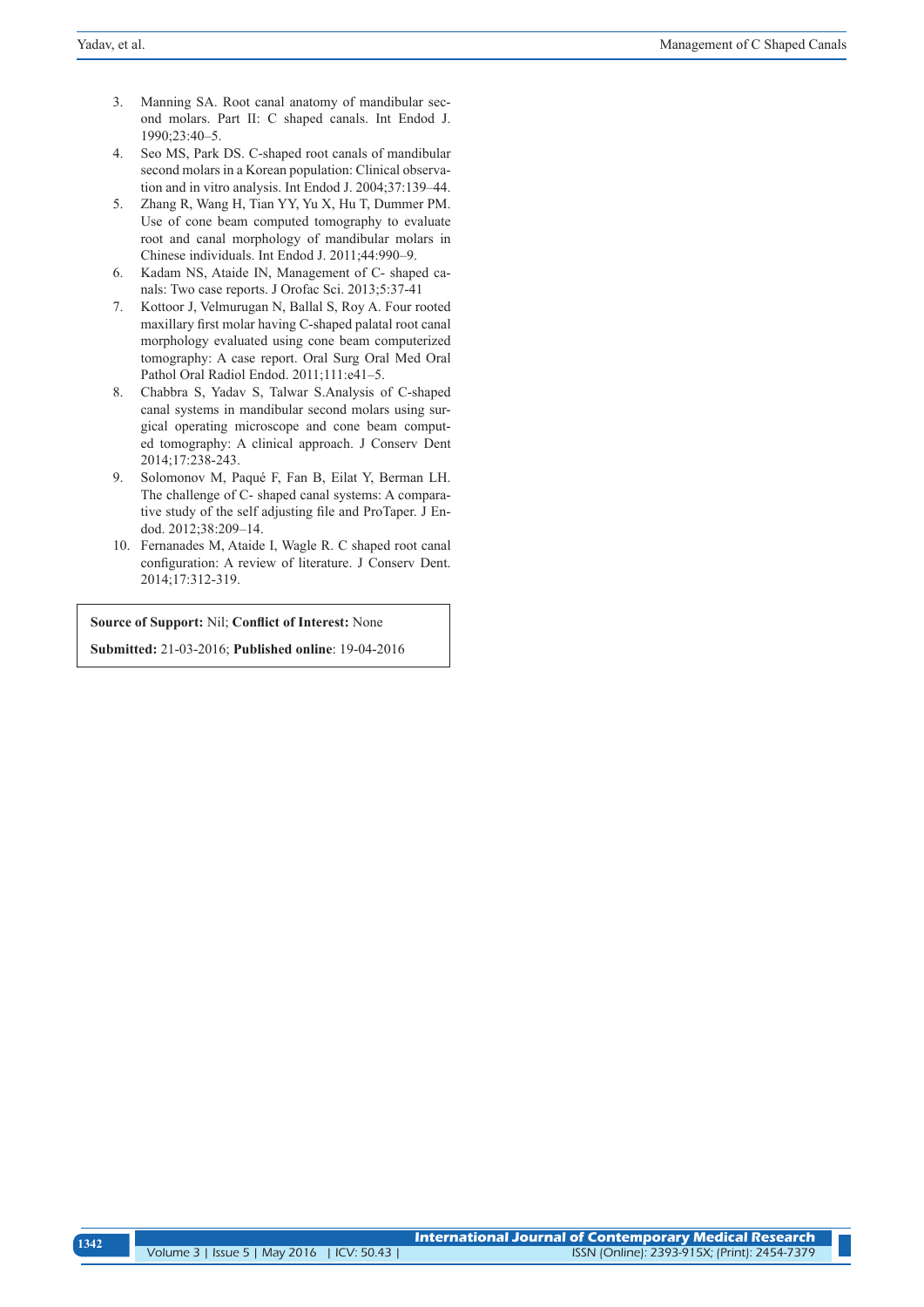3. Manning SA. Root canal anatomy of mandibular second molars. Part II: C shaped canals. Int Endod J. 1990;23:40–5.
4. Seo MS, Park DS. C-shaped root canals of mandibular second molars in a Korean population: Clinical observation and in vitro analysis. Int Endod J. 2004;37:139–44.
5. Zhang R, Wang H, Tian YY, Yu X, Hu T, Dummer PM. Use of cone beam computed tomography to evaluate root and canal morphology of mandibular molars in Chinese individuals. Int Endod J. 2011;44:990–9.
6. Kadam NS, Ataide IN, Management of C- shaped canals: Two case reports. J Orofac Sci. 2013;5:37-41
7. Kottoor J, Velmurugan N, Ballal S, Roy A. Four rooted maxillary first molar having C-shaped palatal root canal morphology evaluated using cone beam computerized tomography: A case report. Oral Surg Oral Med Oral Pathol Oral Radiol Endod. 2011;111:e41–5.
8. Chabbra S, Yadav S, Talwar S.Analysis of C-shaped canal systems in mandibular second molars using surgical operating microscope and cone beam computed tomography: A clinical approach. J Conserv Dent 2014;17:238-243.
9. Solomonov M, Paqué F, Fan B, Eilat Y, Berman LH. The challenge of C- shaped canal systems: A comparative study of the self adjusting file and ProTaper. J Endod. 2012;38:209–14.
10. Fernanades M, Ataide I, Wagle R. C shaped root canal configuration: A review of literature. J Conserv Dent. 2014;17:312-319.

**Source of Support:** Nil; **Conflict of Interest:** None

**Submitted:** 21-03-2016; **Published online**: 19-04-2016